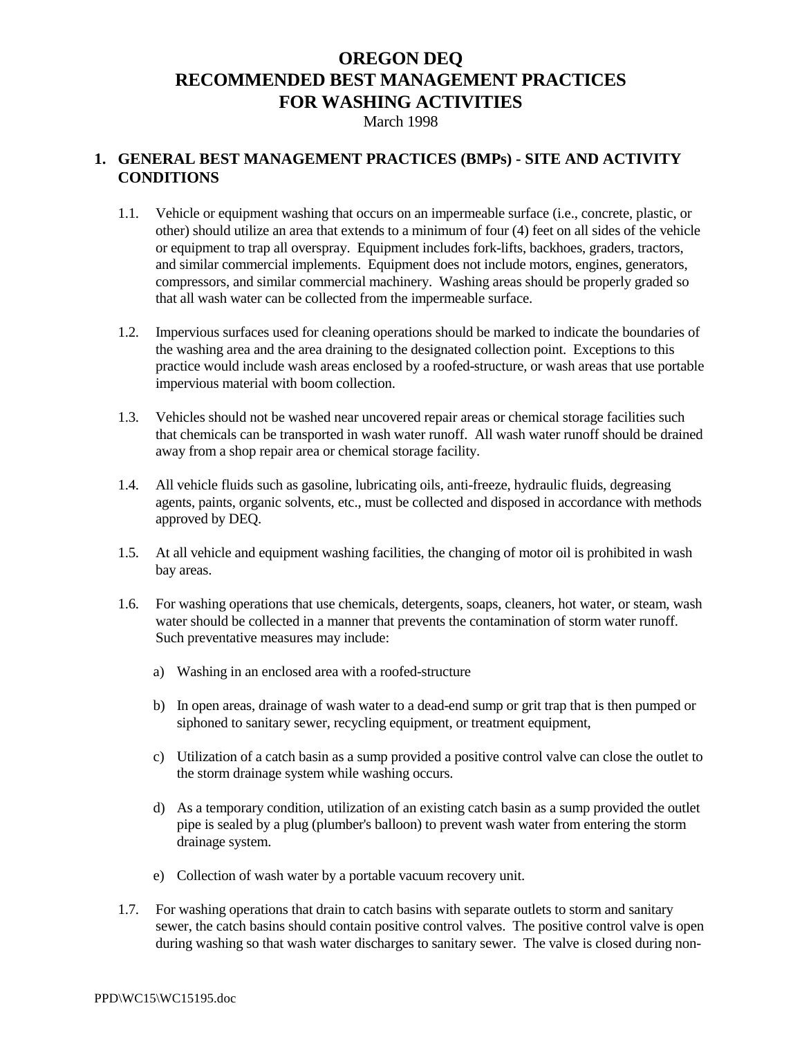# OREGON DEQ
# RECOMMENDED BEST MANAGEMENT PRACTICES
# FOR WASHING ACTIVITIES

March 1998

## 1. GENERAL BEST MANAGEMENT PRACTICES (BMPs) - SITE AND ACTIVITY CONDITIONS

1.1. Vehicle or equipment washing that occurs on an impermeable surface (i.e., concrete, plastic, or other) should utilize an area that extends to a minimum of four (4) feet on all sides of the vehicle or equipment to trap all overspray. Equipment includes fork-lifts, backhoes, graders, tractors, and similar commercial implements. Equipment does not include motors, engines, generators, compressors, and similar commercial machinery. Washing areas should be properly graded so that all wash water can be collected from the impermeable surface.

1.2. Impervious surfaces used for cleaning operations should be marked to indicate the boundaries of the washing area and the area draining to the designated collection point. Exceptions to this practice would include wash areas enclosed by a roofed-structure, or wash areas that use portable impervious material with boom collection.

1.3. Vehicles should not be washed near uncovered repair areas or chemical storage facilities such that chemicals can be transported in wash water runoff. All wash water runoff should be drained away from a shop repair area or chemical storage facility.

1.4. All vehicle fluids such as gasoline, lubricating oils, anti-freeze, hydraulic fluids, degreasing agents, paints, organic solvents, etc., must be collected and disposed in accordance with methods approved by DEQ.

1.5. At all vehicle and equipment washing facilities, the changing of motor oil is prohibited in wash bay areas.

1.6. For washing operations that use chemicals, detergents, soaps, cleaners, hot water, or steam, wash water should be collected in a manner that prevents the contamination of storm water runoff. Such preventative measures may include:

a) Washing in an enclosed area with a roofed-structure

b) In open areas, drainage of wash water to a dead-end sump or grit trap that is then pumped or siphoned to sanitary sewer, recycling equipment, or treatment equipment,

c) Utilization of a catch basin as a sump provided a positive control valve can close the outlet to the storm drainage system while washing occurs.

d) As a temporary condition, utilization of an existing catch basin as a sump provided the outlet pipe is sealed by a plug (plumber's balloon) to prevent wash water from entering the storm drainage system.

e) Collection of wash water by a portable vacuum recovery unit.

1.7. For washing operations that drain to catch basins with separate outlets to storm and sanitary sewer, the catch basins should contain positive control valves. The positive control valve is open during washing so that wash water discharges to sanitary sewer. The valve is closed during non-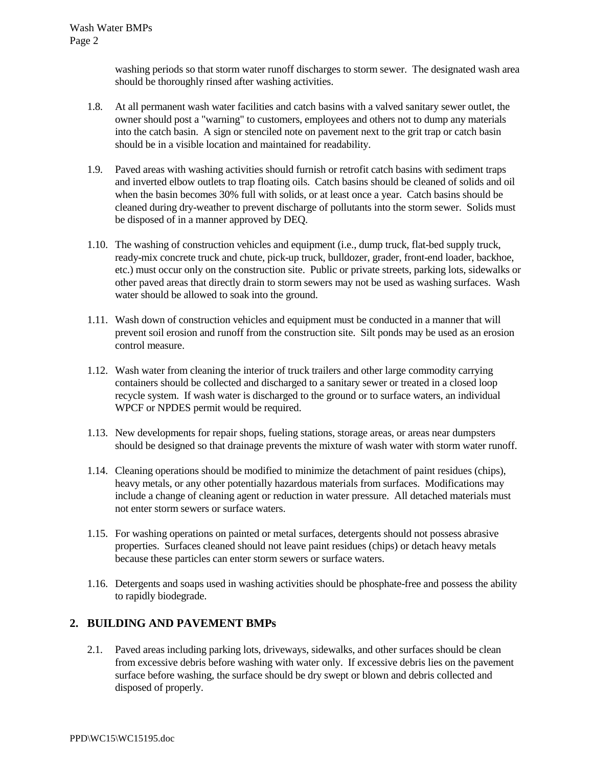washing periods so that storm water runoff discharges to storm sewer. The designated wash area should be thoroughly rinsed after washing activities.

1.8. At all permanent wash water facilities and catch basins with a valved sanitary sewer outlet, the owner should post a "warning" to customers, employees and others not to dump any materials into the catch basin. A sign or stenciled note on pavement next to the grit trap or catch basin should be in a visible location and maintained for readability.

1.9. Paved areas with washing activities should furnish or retrofit catch basins with sediment traps and inverted elbow outlets to trap floating oils. Catch basins should be cleaned of solids and oil when the basin becomes 30% full with solids, or at least once a year. Catch basins should be cleaned during dry-weather to prevent discharge of pollutants into the storm sewer. Solids must be disposed of in a manner approved by DEQ.

1.10. The washing of construction vehicles and equipment (i.e., dump truck, flat-bed supply truck, ready-mix concrete truck and chute, pick-up truck, bulldozer, grader, front-end loader, backhoe, etc.) must occur only on the construction site. Public or private streets, parking lots, sidewalks or other paved areas that directly drain to storm sewers may not be used as washing surfaces. Wash water should be allowed to soak into the ground.

1.11. Wash down of construction vehicles and equipment must be conducted in a manner that will prevent soil erosion and runoff from the construction site. Silt ponds may be used as an erosion control measure.

1.12. Wash water from cleaning the interior of truck trailers and other large commodity carrying containers should be collected and discharged to a sanitary sewer or treated in a closed loop recycle system. If wash water is discharged to the ground or to surface waters, an individual WPCF or NPDES permit would be required.

1.13. New developments for repair shops, fueling stations, storage areas, or areas near dumpsters should be designed so that drainage prevents the mixture of wash water with storm water runoff.

1.14. Cleaning operations should be modified to minimize the detachment of paint residues (chips), heavy metals, or any other potentially hazardous materials from surfaces. Modifications may include a change of cleaning agent or reduction in water pressure. All detached materials must not enter storm sewers or surface waters.

1.15. For washing operations on painted or metal surfaces, detergents should not possess abrasive properties. Surfaces cleaned should not leave paint residues (chips) or detach heavy metals because these particles can enter storm sewers or surface waters.

1.16. Detergents and soaps used in washing activities should be phosphate-free and possess the ability to rapidly biodegrade.

## 2. BUILDING AND PAVEMENT BMPs

2.1. Paved areas including parking lots, driveways, sidewalks, and other surfaces should be clean from excessive debris before washing with water only. If excessive debris lies on the pavement surface before washing, the surface should be dry swept or blown and debris collected and disposed of properly.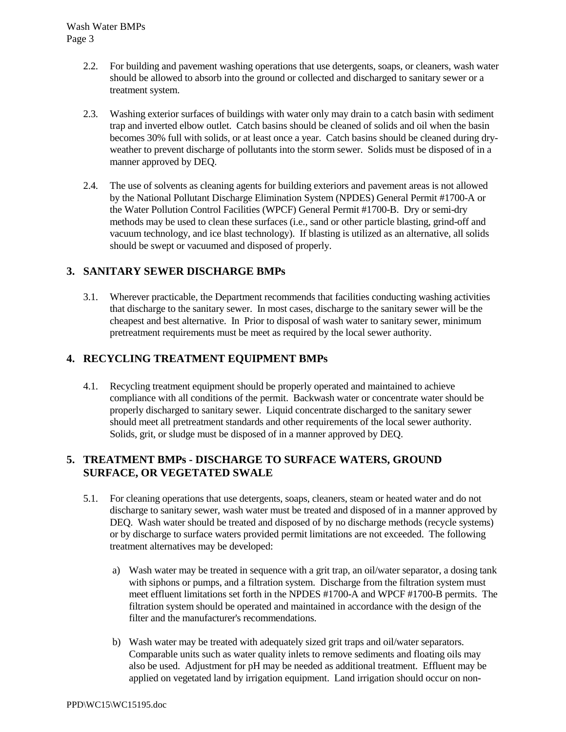2.2. For building and pavement washing operations that use detergents, soaps, or cleaners, wash water should be allowed to absorb into the ground or collected and discharged to sanitary sewer or a treatment system.

2.3. Washing exterior surfaces of buildings with water only may drain to a catch basin with sediment trap and inverted elbow outlet. Catch basins should be cleaned of solids and oil when the basin becomes 30% full with solids, or at least once a year. Catch basins should be cleaned during dry-weather to prevent discharge of pollutants into the storm sewer. Solids must be disposed of in a manner approved by DEQ.

2.4. The use of solvents as cleaning agents for building exteriors and pavement areas is not allowed by the National Pollutant Discharge Elimination System (NPDES) General Permit #1700-A or the Water Pollution Control Facilities (WPCF) General Permit #1700-B. Dry or semi-dry methods may be used to clean these surfaces (i.e., sand or other particle blasting, grind-off and vacuum technology, and ice blast technology). If blasting is utilized as an alternative, all solids should be swept or vacuumed and disposed of properly.

## 3. SANITARY SEWER DISCHARGE BMPs

3.1. Wherever practicable, the Department recommends that facilities conducting washing activities that discharge to the sanitary sewer. In most cases, discharge to the sanitary sewer will be the cheapest and best alternative. In Prior to disposal of wash water to sanitary sewer, minimum pretreatment requirements must be meet as required by the local sewer authority.

## 4. RECYCLING TREATMENT EQUIPMENT BMPs

4.1. Recycling treatment equipment should be properly operated and maintained to achieve compliance with all conditions of the permit. Backwash water or concentrate water should be properly discharged to sanitary sewer. Liquid concentrate discharged to the sanitary sewer should meet all pretreatment standards and other requirements of the local sewer authority. Solids, grit, or sludge must be disposed of in a manner approved by DEQ.

## 5. TREATMENT BMPs - DISCHARGE TO SURFACE WATERS, GROUND SURFACE, OR VEGETATED SWALE

5.1. For cleaning operations that use detergents, soaps, cleaners, steam or heated water and do not discharge to sanitary sewer, wash water must be treated and disposed of in a manner approved by DEQ. Wash water should be treated and disposed of by no discharge methods (recycle systems) or by discharge to surface waters provided permit limitations are not exceeded. The following treatment alternatives may be developed:

a) Wash water may be treated in sequence with a grit trap, an oil/water separator, a dosing tank with siphons or pumps, and a filtration system. Discharge from the filtration system must meet effluent limitations set forth in the NPDES #1700-A and WPCF #1700-B permits. The filtration system should be operated and maintained in accordance with the design of the filter and the manufacturer's recommendations.

b) Wash water may be treated with adequately sized grit traps and oil/water separators. Comparable units such as water quality inlets to remove sediments and floating oils may also be used. Adjustment for pH may be needed as additional treatment. Effluent may be applied on vegetated land by irrigation equipment. Land irrigation should occur on non-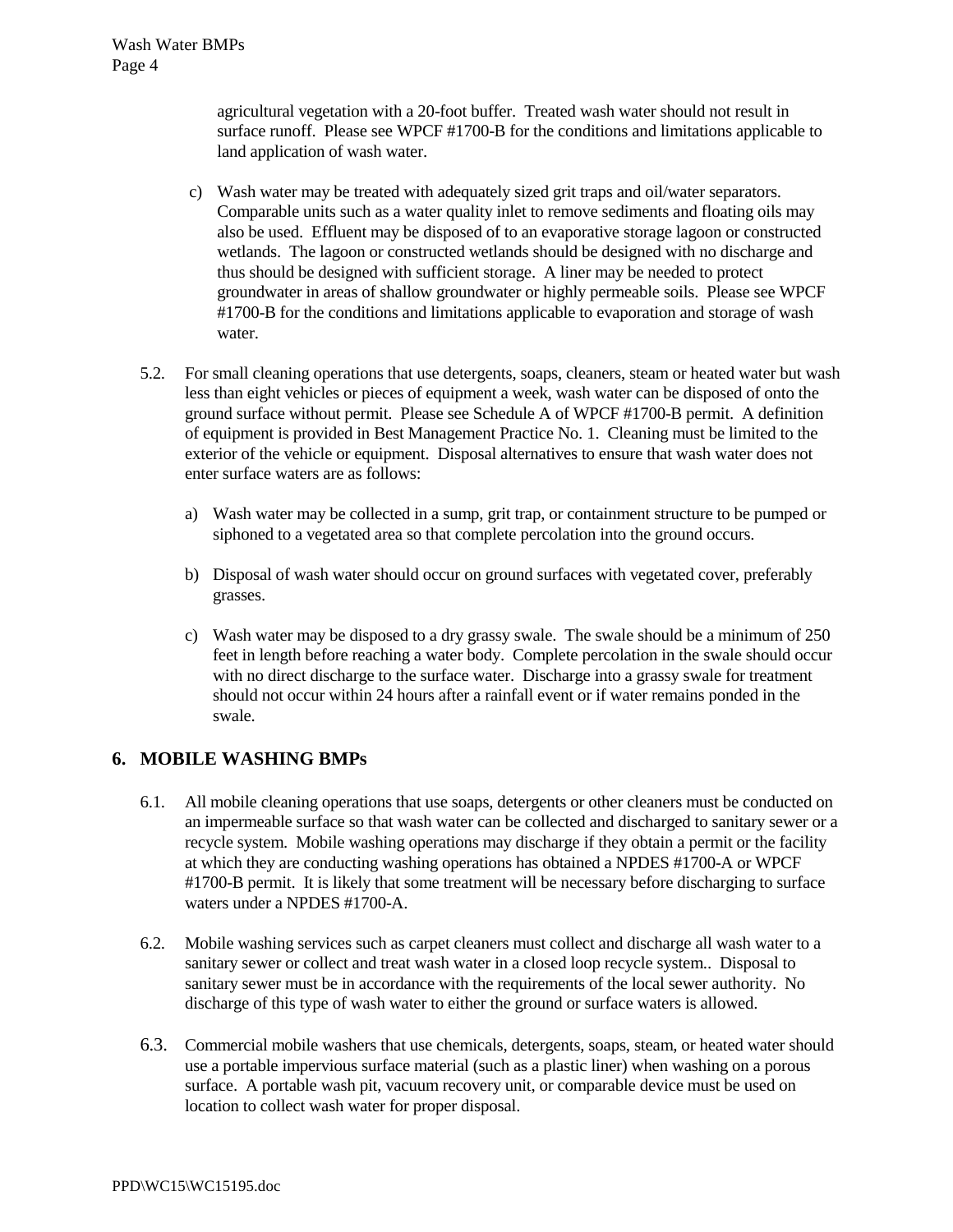agricultural vegetation with a 20-foot buffer. Treated wash water should not result in surface runoff. Please see WPCF #1700-B for the conditions and limitations applicable to land application of wash water.

c) Wash water may be treated with adequately sized grit traps and oil/water separators. Comparable units such as a water quality inlet to remove sediments and floating oils may also be used. Effluent may be disposed of to an evaporative storage lagoon or constructed wetlands. The lagoon or constructed wetlands should be designed with no discharge and thus should be designed with sufficient storage. A liner may be needed to protect groundwater in areas of shallow groundwater or highly permeable soils. Please see WPCF #1700-B for the conditions and limitations applicable to evaporation and storage of wash water.

5.2. For small cleaning operations that use detergents, soaps, cleaners, steam or heated water but wash less than eight vehicles or pieces of equipment a week, wash water can be disposed of onto the ground surface without permit. Please see Schedule A of WPCF #1700-B permit. A definition of equipment is provided in Best Management Practice No. 1. Cleaning must be limited to the exterior of the vehicle or equipment. Disposal alternatives to ensure that wash water does not enter surface waters are as follows:

a) Wash water may be collected in a sump, grit trap, or containment structure to be pumped or siphoned to a vegetated area so that complete percolation into the ground occurs.

b) Disposal of wash water should occur on ground surfaces with vegetated cover, preferably grasses.

c) Wash water may be disposed to a dry grassy swale. The swale should be a minimum of 250 feet in length before reaching a water body. Complete percolation in the swale should occur with no direct discharge to the surface water. Discharge into a grassy swale for treatment should not occur within 24 hours after a rainfall event or if water remains ponded in the swale.

## 6. MOBILE WASHING BMPs

6.1. All mobile cleaning operations that use soaps, detergents or other cleaners must be conducted on an impermeable surface so that wash water can be collected and discharged to sanitary sewer or a recycle system. Mobile washing operations may discharge if they obtain a permit or the facility at which they are conducting washing operations has obtained a NPDES #1700-A or WPCF #1700-B permit. It is likely that some treatment will be necessary before discharging to surface waters under a NPDES #1700-A.

6.2. Mobile washing services such as carpet cleaners must collect and discharge all wash water to a sanitary sewer or collect and treat wash water in a closed loop recycle system.. Disposal to sanitary sewer must be in accordance with the requirements of the local sewer authority. No discharge of this type of wash water to either the ground or surface waters is allowed.

6.3. Commercial mobile washers that use chemicals, detergents, soaps, steam, or heated water should use a portable impervious surface material (such as a plastic liner) when washing on a porous surface. A portable wash pit, vacuum recovery unit, or comparable device must be used on location to collect wash water for proper disposal.